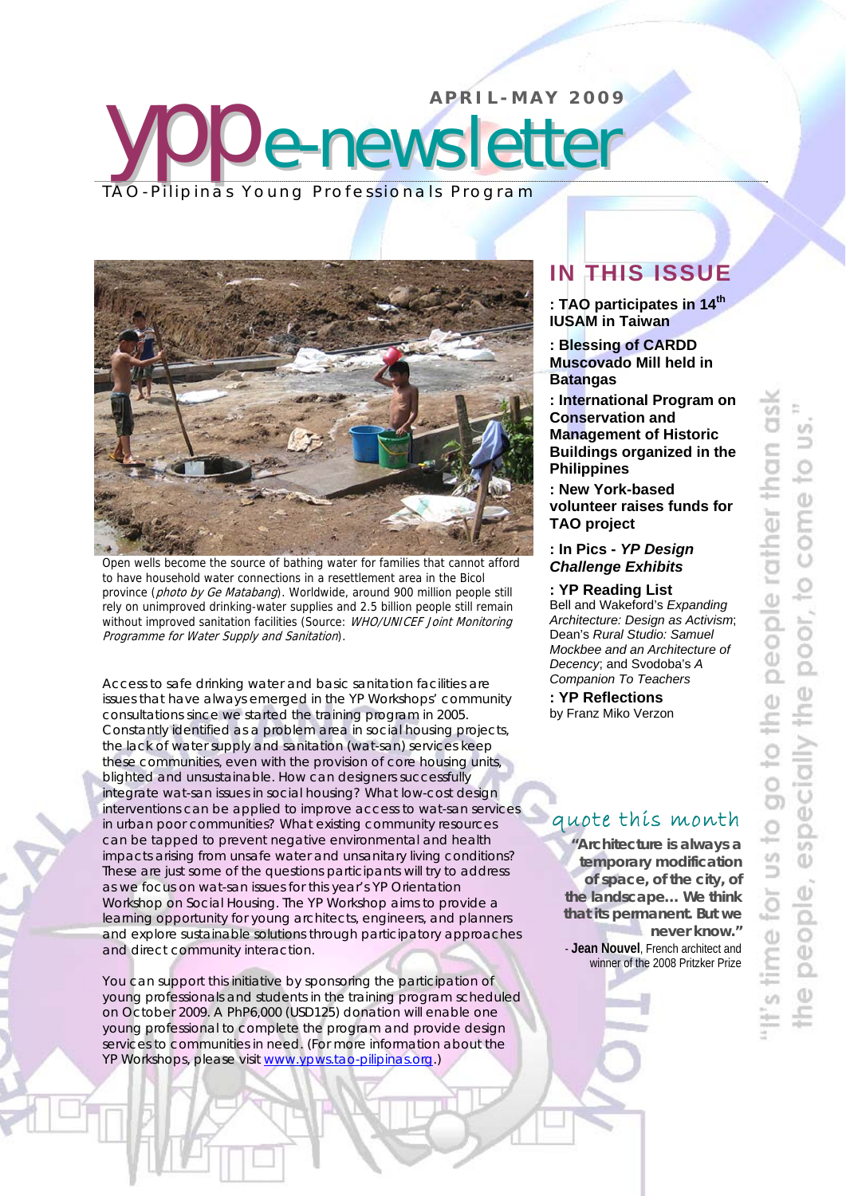# ypp e-newsletter

**APRIL-MAY 2009**

TAO-Pilipinas Young Professionals Program

Open wells become the source of bathing water for families that cannot afford to have household water connections in a resettlement area in the Bicol province (*photo by Ge Matabang*). Worldwide, around 900 million people still rely on unimproved drinking-water supplies and 2.5 billion people still remain without improved sanitation facilities (Source: *WHO/UNICEF Joint Monitoring Programme for Water Supply and Sanitation*).

Access to safe drinking water and basic sanitation facilities are issues that have always emerged in the YP Workshops' community consultations since we started the training program in 2005. Constantly identified as a problem area in social housing projects, the lack of water supply and sanitation (wat-san) services keep these communities, even with the provision of core housing units, blighted and unsustainable. How can designers successfully integrate wat-san issues in social housing? What low-cost design interventions can be applied to improve access to wat-san services in urban poor communities? What existing community resources can be tapped to prevent negative environmental and health impacts arising from unsafe water and unsanitary living conditions? These are just some of the questions participants will try to address as we focus on wat-san issues for this year's YP Orientation Workshop on Social Housing. The YP Workshop aims to provide a learning opportunity for young architects, engineers, and planners and explore sustainable solutions through participatory approaches and direct community interaction.

You can support this initiative by sponsoring the participation of young professionals and students in the training program scheduled on October 2009. A PhP6,000 (USD125) donation will enable one young professional to complete the program and provide design services to communities in need. (For more information about the YP Workshops, please visit www.ypws.tao-pilipinas.org.)

## IN THIS ISSUE

**: TAO participates in 14th IUSAM in Taiwan**

**: Blessing of CARDD Muscovado Mill held in Batangas**

**: International Program on Conservation and Management of Historic Buildings organized in the Philippines**

**: New York-based volunteer raises funds for TAO project**

**: In Pics - *YP Design Challenge Exhibits***

**: YP Reading List**
Bell and Wakeford's *Expanding Architecture: Design as Activism*; Dean's *Rural Studio: Samuel Mockbee and an Architecture of Decency*; and Svoboda's *A Companion To Teachers*

**: YP Reflections**
by Franz Miko Verzon

## quote this month

**"Architecture is always a temporary modification of space, of the city, of the landscape… We think that its permanent. But we never know."**

- **Jean Nouvel**, French architect and winner of the 2008 Pritzker Prize

"It's time for us to go to the people rather than ask the people, especially the poor, to come to us."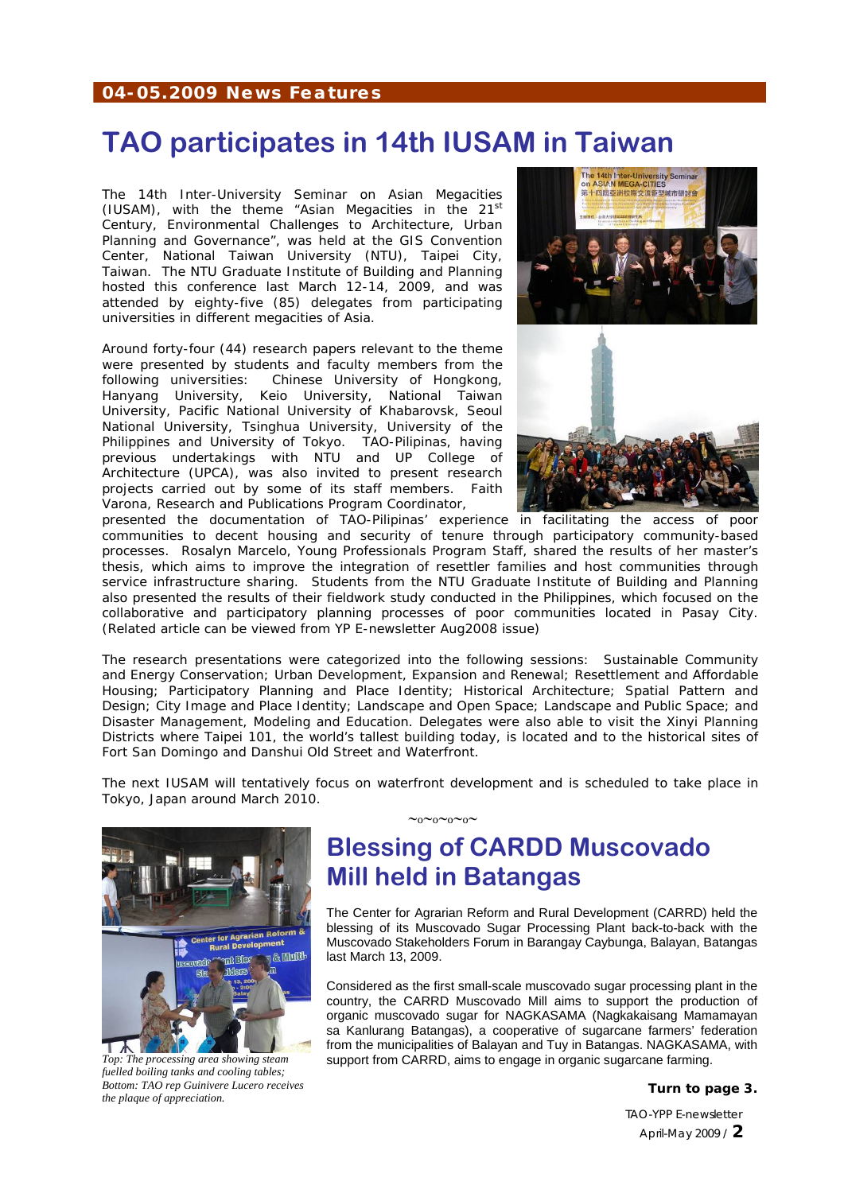**04-05.2009 News Features**

# TAO participates in 14th IUSAM in Taiwan

The 14th Inter-University Seminar on Asian Megacities (IUSAM), with the theme "Asian Megacities in the 21st Century, Environmental Challenges to Architecture, Urban Planning and Governance", was held at the GIS Convention Center, National Taiwan University (NTU), Taipei City, Taiwan. The NTU Graduate Institute of Building and Planning hosted this conference last March 12-14, 2009, and was attended by eighty-five (85) delegates from participating universities in different megacities of Asia.

Around forty-four (44) research papers relevant to the theme were presented by students and faculty members from the following universities: Chinese University of Hongkong, Hanyang University, Keio University, National Taiwan University, Pacific National University of Khabarovsk, Seoul National University, Tsinghua University, University of the Philippines and University of Tokyo. TAO-Pilipinas, having previous undertakings with NTU and UP College of Architecture (UPCA), was also invited to present research projects carried out by some of its staff members. Faith Varona, Research and Publications Program Coordinator, presented the documentation of TAO-Pilipinas' experience in facilitating the access of poor communities to decent housing and security of tenure through participatory community-based processes. Rosalyn Marcelo, Young Professionals Program Staff, shared the results of her master's thesis, which aims to improve the integration of resettler families and host communities through service infrastructure sharing. Students from the NTU Graduate Institute of Building and Planning also presented the results of their fieldwork study conducted in the Philippines, which focused on the collaborative and participatory planning processes of poor communities located in Pasay City. (Related article can be viewed from YP E-newsletter Aug2008 issue)

The research presentations were categorized into the following sessions: Sustainable Community and Energy Conservation; Urban Development, Expansion and Renewal; Resettlement and Affordable Housing; Participatory Planning and Place Identity; Historical Architecture; Spatial Pattern and Design; City Image and Place Identity; Landscape and Open Space; Landscape and Public Space; and Disaster Management, Modeling and Education. Delegates were also able to visit the Xinyi Planning Districts where Taipei 101, the world's tallest building today, is located and to the historical sites of Fort San Domingo and Danshui Old Street and Waterfront.

The next IUSAM will tentatively focus on waterfront development and is scheduled to take place in Tokyo, Japan around March 2010.

~o~o~o~o~

# Blessing of CARDD Muscovado Mill held in Batangas

The Center for Agrarian Reform and Rural Development (CARRD) held the blessing of its Muscovado Sugar Processing Plant back-to-back with the Muscovado Stakeholders Forum in Barangay Caybunga, Balayan, Batangas last March 13, 2009.

Considered as the first small-scale muscovado sugar processing plant in the country, the CARRD Muscovado Mill aims to support the production of organic muscovado sugar for NAGKASAMA (Nagkakaisang Mamamayan sa Kanlurang Batangas), a cooperative of sugarcane farmers' federation from the municipalities of Balayan and Tuy in Batangas. NAGKASAMA, with support from CARRD, aims to engage in organic sugarcane farming.

*Top: The processing area showing steam fuelled boiling tanks and cooling tables; Bottom: TAO rep Guinivere Lucero receives the plaque of appreciation.*

**Turn to page 3.**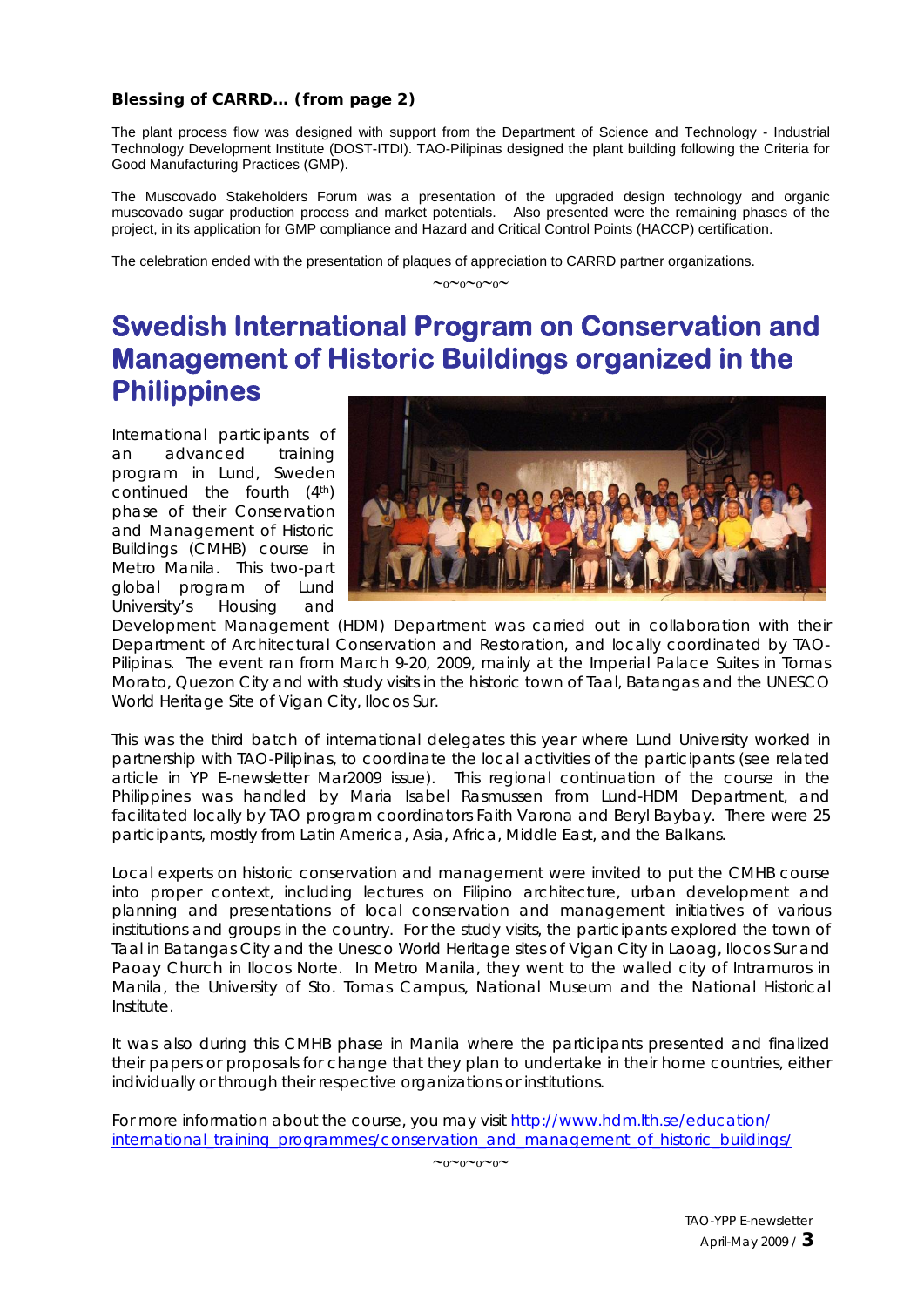**Blessing of CARRD… (from page 2)**

The plant process flow was designed with support from the Department of Science and Technology - Industrial Technology Development Institute (DOST-ITDI). TAO-Pilipinas designed the plant building following the Criteria for Good Manufacturing Practices (GMP).

The Muscovado Stakeholders Forum was a presentation of the upgraded design technology and organic muscovado sugar production process and market potentials. Also presented were the remaining phases of the project, in its application for GMP compliance and Hazard and Critical Control Points (HACCP) certification.

The celebration ended with the presentation of plaques of appreciation to CARRD partner organizations.

~o~o~o~o~

# Swedish International Program on Conservation and Management of Historic Buildings organized in the Philippines

International participants of an advanced training program in Lund, Sweden continued the fourth (4th) phase of their Conservation and Management of Historic Buildings (CMHB) course in Metro Manila. This two-part global program of Lund University's Housing and Development Management (HDM) Department was carried out in collaboration with their Department of Architectural Conservation and Restoration, and locally coordinated by TAO-Pilipinas. The event ran from March 9-20, 2009, mainly at the Imperial Palace Suites in Tomas Morato, Quezon City and with study visits in the historic town of Taal, Batangas and the UNESCO World Heritage Site of Vigan City, Ilocos Sur.

This was the third batch of international delegates this year where Lund University worked in partnership with TAO-Pilipinas, to coordinate the local activities of the participants (see related article in YP E-newsletter Mar2009 issue). This regional continuation of the course in the Philippines was handled by Maria Isabel Rasmussen from Lund-HDM Department, and facilitated locally by TAO program coordinators Faith Varona and Beryl Baybay. There were 25 participants, mostly from Latin America, Asia, Africa, Middle East, and the Balkans.

Local experts on historic conservation and management were invited to put the CMHB course into proper context, including lectures on Filipino architecture, urban development and planning and presentations of local conservation and management initiatives of various institutions and groups in the country. For the study visits, the participants explored the town of Taal in Batangas City and the Unesco World Heritage sites of Vigan City in Laoag, Ilocos Sur and Paoay Church in Ilocos Norte. In Metro Manila, they went to the walled city of Intramuros in Manila, the University of Sto. Tomas Campus, National Museum and the National Historical Institute.

It was also during this CMHB phase in Manila where the participants presented and finalized their papers or proposals for change that they plan to undertake in their home countries, either individually or through their respective organizations or institutions.

For more information about the course, you may visit http://www.hdm.lth.se/education/international_training_programmes/conservation_and_management_of_historic_buildings/

~o~o~o~o~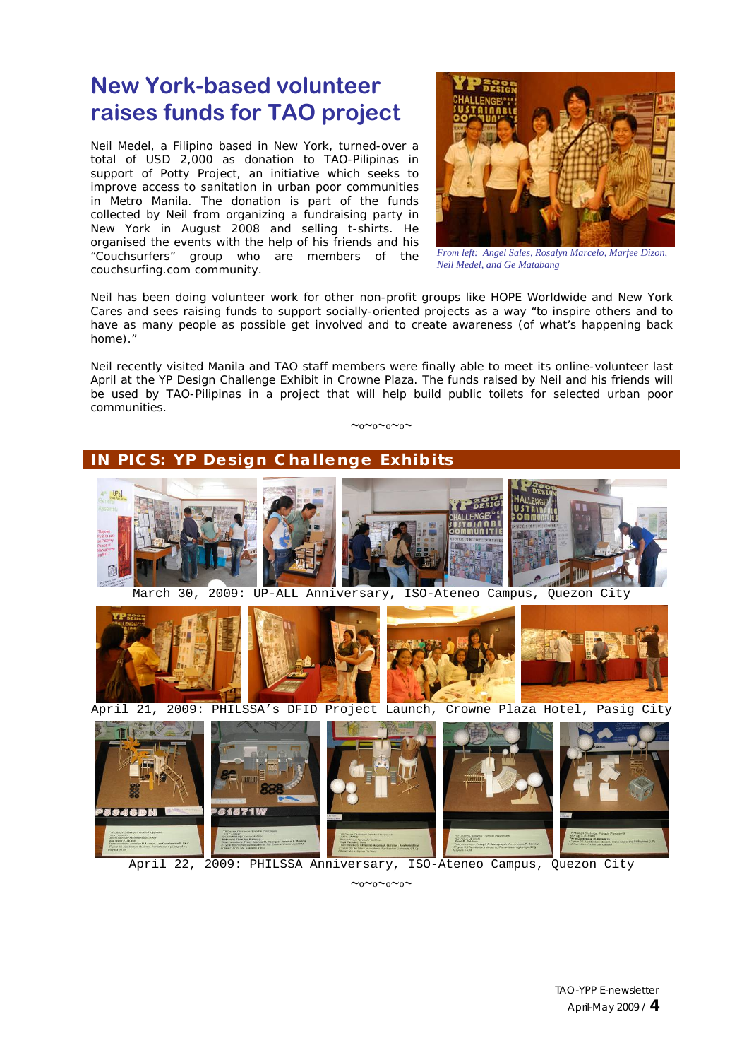# New York-based volunteer raises funds for TAO project

Neil Medel, a Filipino based in New York, turned-over a total of USD 2,000 as donation to TAO-Pilipinas in support of Potty Project, an initiative which seeks to improve access to sanitation in urban poor communities in Metro Manila. The donation is part of the funds collected by Neil from organizing a fundraising party in New York in August 2008 and selling t-shirts. He organised the events with the help of his friends and his "Couchsurfers" group who are members of the couchsurfing.com community.

*From left: Angel Sales, Rosalyn Marcelo, Marfee Dizon, Neil Medel, and Ge Matabang*

Neil has been doing volunteer work for other non-profit groups like HOPE Worldwide and New York Cares and sees raising funds to support socially-oriented projects as a way "to inspire others and to have as many people as possible get involved and to create awareness (of what's happening back home)."

Neil recently visited Manila and TAO staff members were finally able to meet its online-volunteer last April at the YP Design Challenge Exhibit in Crowne Plaza. The funds raised by Neil and his friends will be used by TAO-Pilipinas in a project that will help build public toilets for selected urban poor communities.

~o~o~o~

## IN PICS: YP Design Challenge Exhibits

March 30, 2009: UP-ALL Anniversary, ISO-Ateneo Campus, Quezon City

April 21, 2009: PHILSSA's DFID Project Launch, Crowne Plaza Hotel, Pasig City

April 22, 2009: PHILSSA Anniversary, ISO-Ateneo Campus, Quezon City

~o~o~o~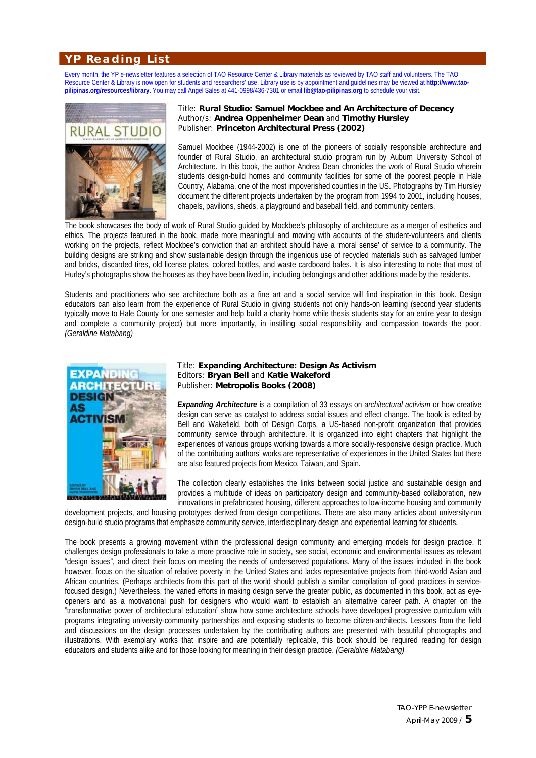## YP Reading List

Every month, the YP e-newsletter features a selection of TAO Resource Center & Library materials as reviewed by TAO staff and volunteers. The TAO Resource Center & Library is now open for students and researchers' use. Library use is by appointment and guidelines may be viewed at **http://www.tao-pilipinas.org/resources/library**. You may call Angel Sales at 441-0998/436-7301 or email **lib@tao-pilipinas.org** to schedule your visit.

Title: **Rural Studio: Samuel Mockbee and An Architecture of Decency**
Author/s: **Andrea Oppenheimer Dean** and **Timothy Hursley**
Publisher: **Princeton Architectural Press (2002)**

Samuel Mockbee (1944-2002) is one of the pioneers of socially responsible architecture and founder of Rural Studio, an architectural studio program run by Auburn University School of Architecture. In this book, the author Andrea Dean chronicles the work of Rural Studio wherein students design-build homes and community facilities for some of the poorest people in Hale Country, Alabama, one of the most impoverished counties in the US. Photographs by Tim Hursley document the different projects undertaken by the program from 1994 to 2001, including houses, chapels, pavilions, sheds, a playground and baseball field, and community centers.

The book showcases the body of work of Rural Studio guided by Mockbee's philosophy of architecture as a merger of esthetics and ethics. The projects featured in the book, made more meaningful and moving with accounts of the student-volunteers and clients working on the projects, reflect Mockbee's conviction that an architect should have a 'moral sense' of service to a community. The building designs are striking and show sustainable design through the ingenious use of recycled materials such as salvaged lumber and bricks, discarded tires, old license plates, colored bottles, and waste cardboard bales. It is also interesting to note that most of Hurley's photographs show the houses as they have been lived in, including belongings and other additions made by the residents.

Students and practitioners who see architecture both as a fine art and a social service will find inspiration in this book. Design educators can also learn from the experience of Rural Studio in giving students not only hands-on learning (second year students typically move to Hale County for one semester and help build a charity home while thesis students stay for an entire year to design and complete a community project) but more importantly, in instilling social responsibility and compassion towards the poor. *(Geraldine Matabang)*

Title: **Expanding Architecture: Design As Activism**
Editors: **Bryan Bell** and **Katie Wakeford**
Publisher: **Metropolis Books (2008)**

***Expanding Architecture*** is a compilation of 33 essays on *architectural activism* or how creative design can serve as catalyst to address social issues and effect change. The book is edited by Bell and Wakefield, both of Design Corps, a US-based non-profit organization that provides community service through architecture. It is organized into eight chapters that highlight the experiences of various groups working towards a more socially-responsive design practice. Much of the contributing authors' works are representative of experiences in the United States but there are also featured projects from Mexico, Taiwan, and Spain.

The collection clearly establishes the links between social justice and sustainable design and provides a multitude of ideas on participatory design and community-based collaboration, new innovations in prefabricated housing, different approaches to low-income housing and community development projects, and housing prototypes derived from design competitions. There are also many articles about university-run design-build studio programs that emphasize community service, interdisciplinary design and experiential learning for students.

The book presents a growing movement within the professional design community and emerging models for design practice. It challenges design professionals to take a more proactive role in society, see social, economic and environmental issues as relevant "design issues", and direct their focus on meeting the needs of underserved populations. Many of the issues included in the book however, focus on the situation of relative poverty in the United States and lacks representative projects from third-world Asian and African countries. (Perhaps architects from this part of the world should publish a similar compilation of good practices in service-focused design.) Nevertheless, the varied efforts in making design serve the greater public, as documented in this book, act as eye-openers and as a motivational push for designers who would want to establish an alternative career path. A chapter on the "transformative power of architectural education" show how some architecture schools have developed progressive curriculum with programs integrating university-community partnerships and exposing students to become citizen-architects. Lessons from the field and discussions on the design processes undertaken by the contributing authors are presented with beautiful photographs and illustrations. With exemplary works that inspire and are potentially replicable, this book should be required reading for design educators and students alike and for those looking for meaning in their design practice. *(Geraldine Matabang)*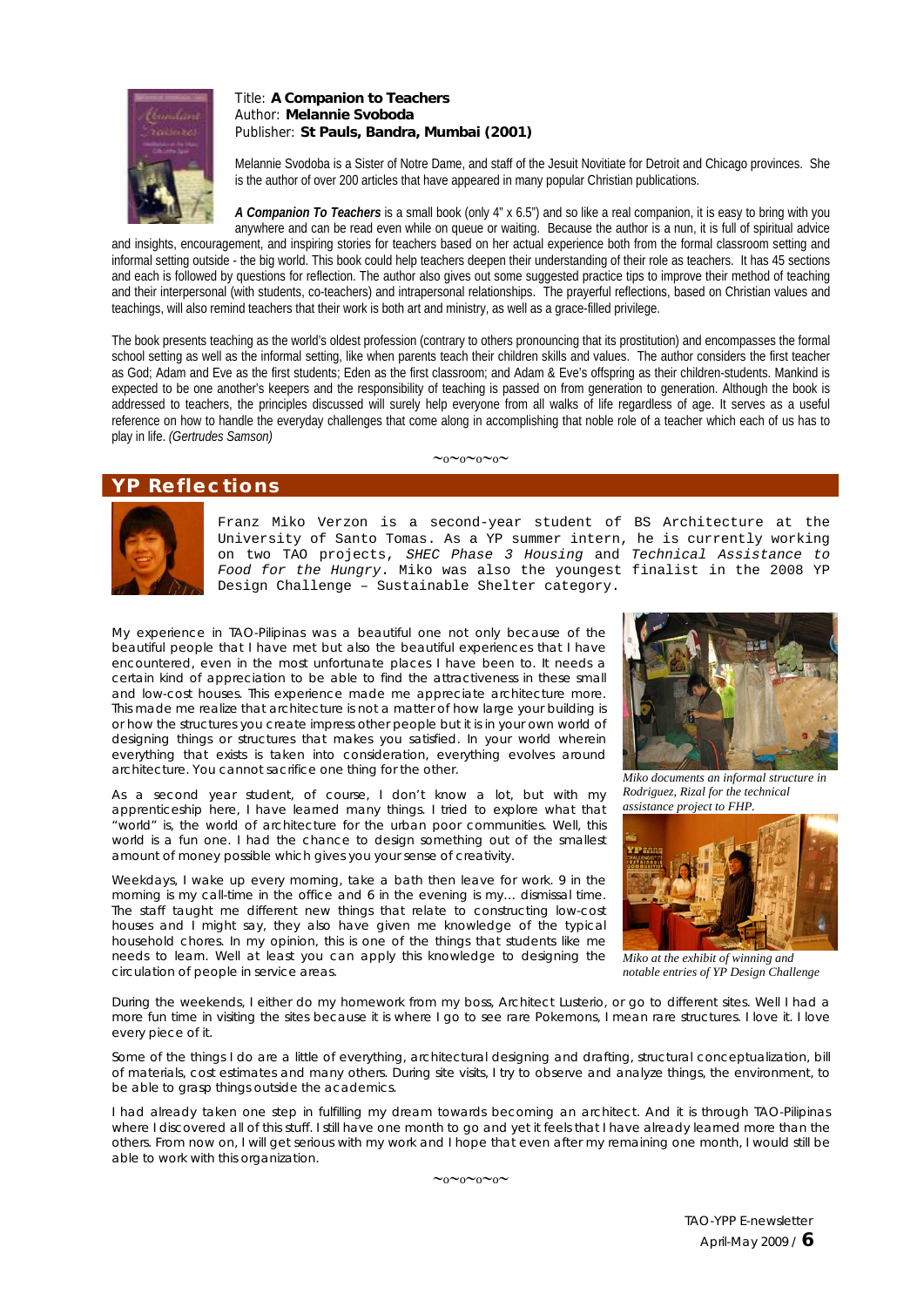Title: **A Companion to Teachers**
Author: **Melannie Svoboda**
Publisher: **St Pauls, Bandra, Mumbai (2001)**

Melannie Svodoba is a Sister of Notre Dame, and staff of the Jesuit Novitiate for Detroit and Chicago provinces. She is the author of over 200 articles that have appeared in many popular Christian publications.

***A Companion To Teachers*** is a small book (only 4" x 6.5") and so like a real companion, it is easy to bring with you anywhere and can be read even while on queue or waiting. Because the author is a nun, it is full of spiritual advice and insights, encouragement, and inspiring stories for teachers based on her actual experience both from the formal classroom setting and informal setting outside - the big world. This book could help teachers deepen their understanding of their role as teachers. It has 45 sections and each is followed by questions for reflection. The author also gives out some suggested practice tips to improve their method of teaching and their interpersonal (with students, co-teachers) and intrapersonal relationships. The prayerful reflections, based on Christian values and teachings, will also remind teachers that their work is both art and ministry, as well as a grace-filled privilege.

The book presents teaching as the world's oldest profession (contrary to others pronouncing that its prostitution) and encompasses the formal school setting as well as the informal setting, like when parents teach their children skills and values. The author considers the first teacher as God; Adam and Eve as the first students; Eden as the first classroom; and Adam & Eve's offspring as their children-students. Mankind is expected to be one another's keepers and the responsibility of teaching is passed on from generation to generation. Although the book is addressed to teachers, the principles discussed will surely help everyone from all walks of life regardless of age. It serves as a useful reference on how to handle the everyday challenges that come along in accomplishing that noble role of a teacher which each of us has to play in life. *(Gertrudes Samson)*

~o~o~o~o~

## YP Reflections

Franz Miko Verzon is a second-year student of BS Architecture at the University of Santo Tomas. As a YP summer intern, he is currently working on two TAO projects, *SHEC Phase 3 Housing* and *Technical Assistance to Food for the Hungry*. Miko was also the youngest finalist in the 2008 YP Design Challenge – Sustainable Shelter category.

My experience in TAO-Pilipinas was a beautiful one not only because of the beautiful people that I have met but also the beautiful experiences that I have encountered, even in the most unfortunate places I have been to. It needs a certain kind of appreciation to be able to find the attractiveness in these small and low-cost houses. This experience made me appreciate architecture more. This made me realize that architecture is not a matter of how large your building is or how the structures you create impress other people but it is in your own world of designing things or structures that makes you satisfied. In your world wherein everything that exists is taken into consideration, everything evolves around architecture. You cannot sacrifice one thing for the other.

As a second year student, of course, I don't know a lot, but with my apprenticeship here, I have learned many things. I tried to explore what that "world" is, the world of architecture for the urban poor communities. Well, this world is a fun one. I had the chance to design something out of the smallest amount of money possible which gives you your sense of creativity.

Weekdays, I wake up every morning, take a bath then leave for work. 9 in the morning is my call-time in the office and 6 in the evening is my... dismissal time. The staff taught me different new things that relate to constructing low-cost houses and I might say, they also have given me knowledge of the typical household chores. In my opinion, this is one of the things that students like me needs to learn. Well at least you can apply this knowledge to designing the circulation of people in service areas.

*Miko documents an informal structure in Rodriguez, Rizal for the technical assistance project to FHP.*

*Miko at the exhibit of winning and notable entries of YP Design Challenge*

During the weekends, I either do my homework from my boss, Architect Lusterio, or go to different sites. Well I had a more fun time in visiting the sites because it is where I go to see rare Pokemons, I mean rare structures. I love it. I love every piece of it.

Some of the things I do are a little of everything, architectural designing and drafting, structural conceptualization, bill of materials, cost estimates and many others. During site visits, I try to observe and analyze things, the environment, to be able to grasp things outside the academics.

I had already taken one step in fulfilling my dream towards becoming an architect. And it is through TAO-Pilipinas where I discovered all of this stuff. I still have one month to go and yet it feels that I have already learned more than the others. From now on, I will get serious with my work and I hope that even after my remaining one month, I would still be able to work with this organization.

~o~o~o~o~